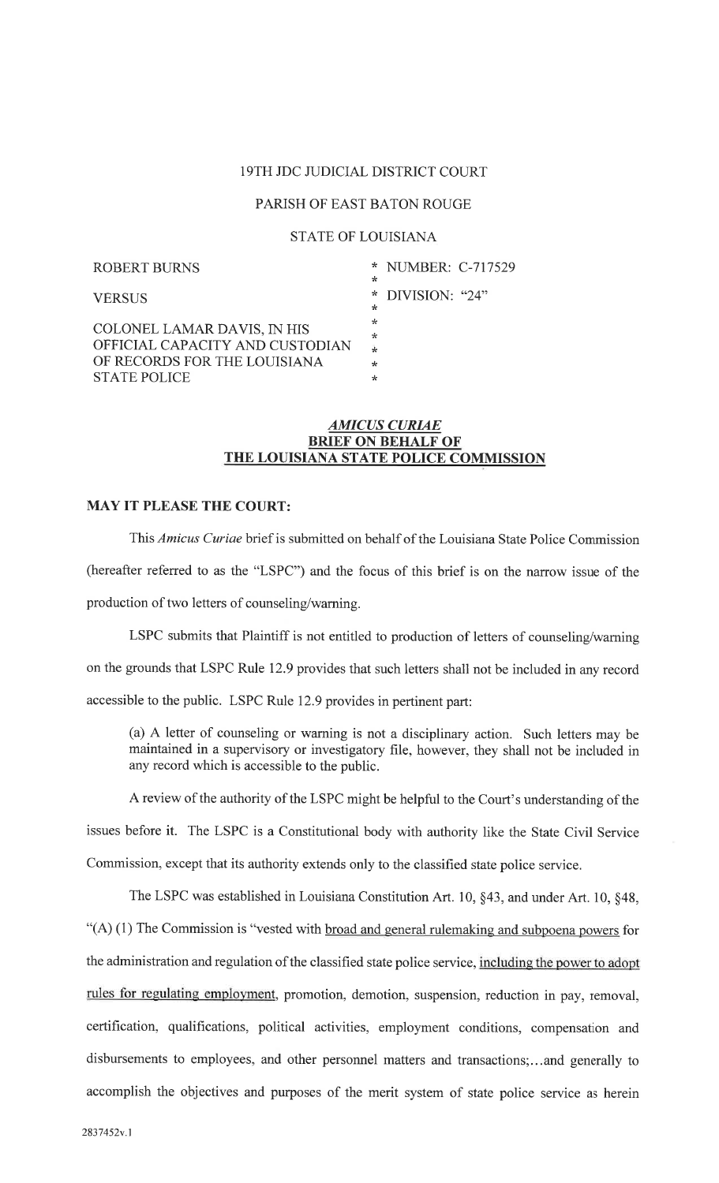19TH JDC JUDICIAL DISTRICT COURT

PARISH OF EAST BATON ROUGE

STATE OF LOUISIANA

| | | |
|---|---|---|
| ROBERT BURNS | * | NUMBER: C-717529 |
| VERSUS | * | DIVISION: "24" |
| COLONEL LAMAR DAVIS, IN HIS OFFICIAL CAPACITY AND CUSTODIAN OF RECORDS FOR THE LOUISIANA STATE POLICE | * | |

***AMICUS CURIAE***
**BRIEF ON BEHALF OF**
**THE LOUISIANA STATE POLICE COMMISSION**

**MAY IT PLEASE THE COURT:**

This *Amicus Curiae* brief is submitted on behalf of the Louisiana State Police Commission (hereafter referred to as the "LSPC") and the focus of this brief is on the narrow issue of the production of two letters of counseling/warning.

LSPC submits that Plaintiff is not entitled to production of letters of counseling/warning on the grounds that LSPC Rule 12.9 provides that such letters shall not be included in any record accessible to the public. LSPC Rule 12.9 provides in pertinent part:

> (a) A letter of counseling or warning is not a disciplinary action. Such letters may be maintained in a supervisory or investigatory file, however, they shall not be included in any record which is accessible to the public.

A review of the authority of the LSPC might be helpful to the Court's understanding of the issues before it. The LSPC is a Constitutional body with authority like the State Civil Service Commission, except that its authority extends only to the classified state police service.

The LSPC was established in Louisiana Constitution Art. 10, §43, and under Art. 10, §48, "(A) (1) The Commission is "vested with broad and general rulemaking and subpoena powers for the administration and regulation of the classified state police service, including the power to adopt rules for regulating employment, promotion, demotion, suspension, reduction in pay, removal, certification, qualifications, political activities, employment conditions, compensation and disbursements to employees, and other personnel matters and transactions;...and generally to accomplish the objectives and purposes of the merit system of state police service as herein

2837452v.1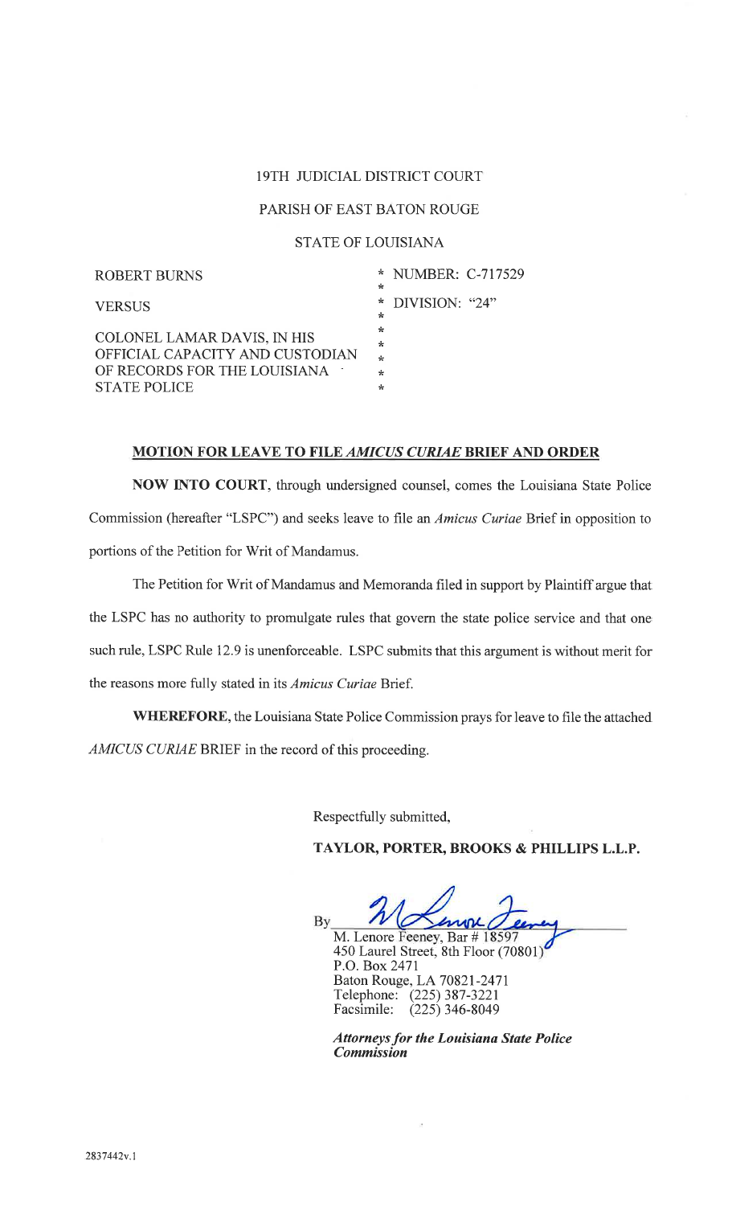19TH JUDICIAL DISTRICT COURT

PARISH OF EAST BATON ROUGE

STATE OF LOUISIANA

| | |
|---|---|
| ROBERT BURNS | * NUMBER: C-717529 |
| VERSUS | * DIVISION: "24" |
| COLONEL LAMAR DAVIS, IN HIS OFFICIAL CAPACITY AND CUSTODIAN OF RECORDS FOR THE LOUISIANA STATE POLICE | * |

## MOTION FOR LEAVE TO FILE *AMICUS CURIAE* BRIEF AND ORDER

**NOW INTO COURT**, through undersigned counsel, comes the Louisiana State Police Commission (hereafter "LSPC") and seeks leave to file an *Amicus Curiae* Brief in opposition to portions of the Petition for Writ of Mandamus.

The Petition for Writ of Mandamus and Memoranda filed in support by Plaintiff argue that the LSPC has no authority to promulgate rules that govern the state police service and that one such rule, LSPC Rule 12.9 is unenforceable. LSPC submits that this argument is without merit for the reasons more fully stated in its *Amicus Curiae* Brief.

**WHEREFORE**, the Louisiana State Police Commission prays for leave to file the attached *AMICUS CURIAE* BRIEF in the record of this proceeding.

Respectfully submitted,

**TAYLOR, PORTER, BROOKS & PHILLIPS L.L.P.**

By ______________________

M. Lenore Feeney, Bar # 18597
450 Laurel Street, 8th Floor (70801)
P.O. Box 2471
Baton Rouge, LA 70821-2471
Telephone: (225) 387-3221
Facsimile: (225) 346-8049

***Attorneys for the Louisiana State Police Commission***

2837442v.1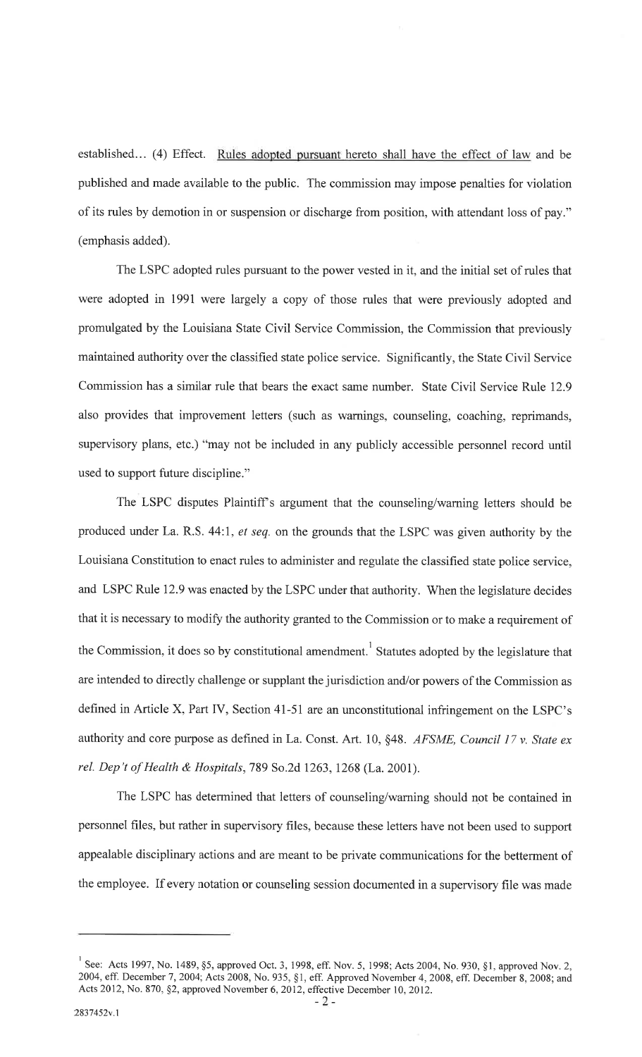established... (4) Effect. <u>Rules adopted pursuant hereto shall have the effect of law</u> and be published and made available to the public. The commission may impose penalties for violation of its rules by demotion in or suspension or discharge from position, with attendant loss of pay." (emphasis added).

The LSPC adopted rules pursuant to the power vested in it, and the initial set of rules that were adopted in 1991 were largely a copy of those rules that were previously adopted and promulgated by the Louisiana State Civil Service Commission, the Commission that previously maintained authority over the classified state police service. Significantly, the State Civil Service Commission has a similar rule that bears the exact same number. State Civil Service Rule 12.9 also provides that improvement letters (such as warnings, counseling, coaching, reprimands, supervisory plans, etc.) "may not be included in any publicly accessible personnel record until used to support future discipline."

The LSPC disputes Plaintiff's argument that the counseling/warning letters should be produced under La. R.S. 44:1, *et seq.* on the grounds that the LSPC was given authority by the Louisiana Constitution to enact rules to administer and regulate the classified state police service, and LSPC Rule 12.9 was enacted by the LSPC under that authority. When the legislature decides that it is necessary to modify the authority granted to the Commission or to make a requirement of the Commission, it does so by constitutional amendment.[1] Statutes adopted by the legislature that are intended to directly challenge or supplant the jurisdiction and/or powers of the Commission as defined in Article X, Part IV, Section 41-51 are an unconstitutional infringement on the LSPC's authority and core purpose as defined in La. Const. Art. 10, §48. *AFSME, Council 17 v. State ex rel. Dep't of Health & Hospitals*, 789 So.2d 1263, 1268 (La. 2001).

The LSPC has determined that letters of counseling/warning should not be contained in personnel files, but rather in supervisory files, because these letters have not been used to support appealable disciplinary actions and are meant to be private communications for the betterment of the employee. If every notation or counseling session documented in a supervisory file was made

---

[1] See: Acts 1997, No. 1489, §5, approved Oct. 3, 1998, eff. Nov. 5, 1998; Acts 2004, No. 930, §1, approved Nov. 2, 2004, eff. December 7, 2004; Acts 2008, No. 935, §1, eff. Approved November 4, 2008, eff. December 8, 2008; and Acts 2012, No. 870, §2, approved November 6, 2012, effective December 10, 2012.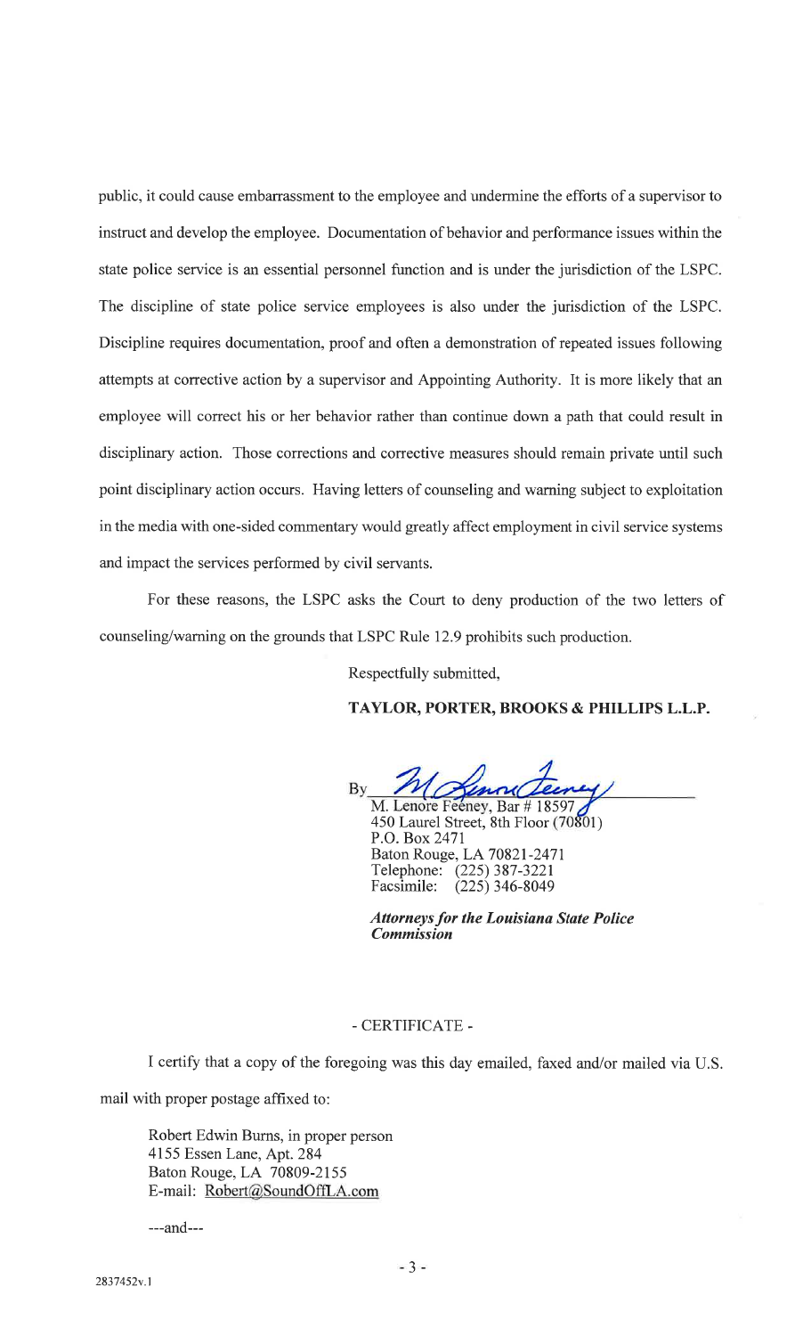public, it could cause embarrassment to the employee and undermine the efforts of a supervisor to instruct and develop the employee. Documentation of behavior and performance issues within the state police service is an essential personnel function and is under the jurisdiction of the LSPC. The discipline of state police service employees is also under the jurisdiction of the LSPC. Discipline requires documentation, proof and often a demonstration of repeated issues following attempts at corrective action by a supervisor and Appointing Authority. It is more likely that an employee will correct his or her behavior rather than continue down a path that could result in disciplinary action. Those corrections and corrective measures should remain private until such point disciplinary action occurs. Having letters of counseling and warning subject to exploitation in the media with one-sided commentary would greatly affect employment in civil service systems and impact the services performed by civil servants.

For these reasons, the LSPC asks the Court to deny production of the two letters of counseling/warning on the grounds that LSPC Rule 12.9 prohibits such production.

Respectfully submitted,

**TAYLOR, PORTER, BROOKS & PHILLIPS L.L.P.**

By ______________________________
M. Lenore Feeney, Bar # 18597
450 Laurel Street, 8th Floor (70801)
P.O. Box 2471
Baton Rouge, LA 70821-2471
Telephone: (225) 387-3221
Facsimile: (225) 346-8049

***Attorneys for the Louisiana State Police Commission***

- CERTIFICATE -

I certify that a copy of the foregoing was this day emailed, faxed and/or mailed via U.S. mail with proper postage affixed to:

Robert Edwin Burns, in proper person
4155 Essen Lane, Apt. 284
Baton Rouge, LA 70809-2155
E-mail: Robert@SoundOffLA.com

---and---

2837452v.1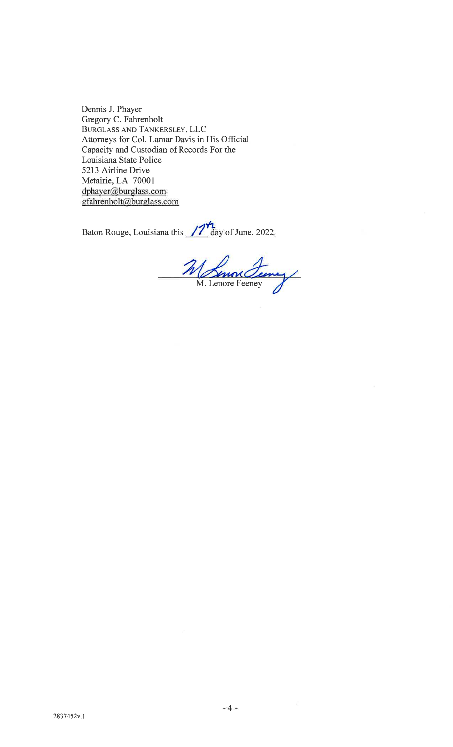Dennis J. Phayer
Gregory C. Fahrenholt
BURGLASS AND TANKERSLEY, LLC
Attorneys for Col. Lamar Davis in His Official Capacity and Custodian of Records For the Louisiana State Police
5213 Airline Drive
Metairie, LA 70001
dphayer@burglass.com
gfahrenholt@burglass.com

Baton Rouge, Louisiana this 17th day of June, 2022.

M. Lenore Feeney

2837452v.1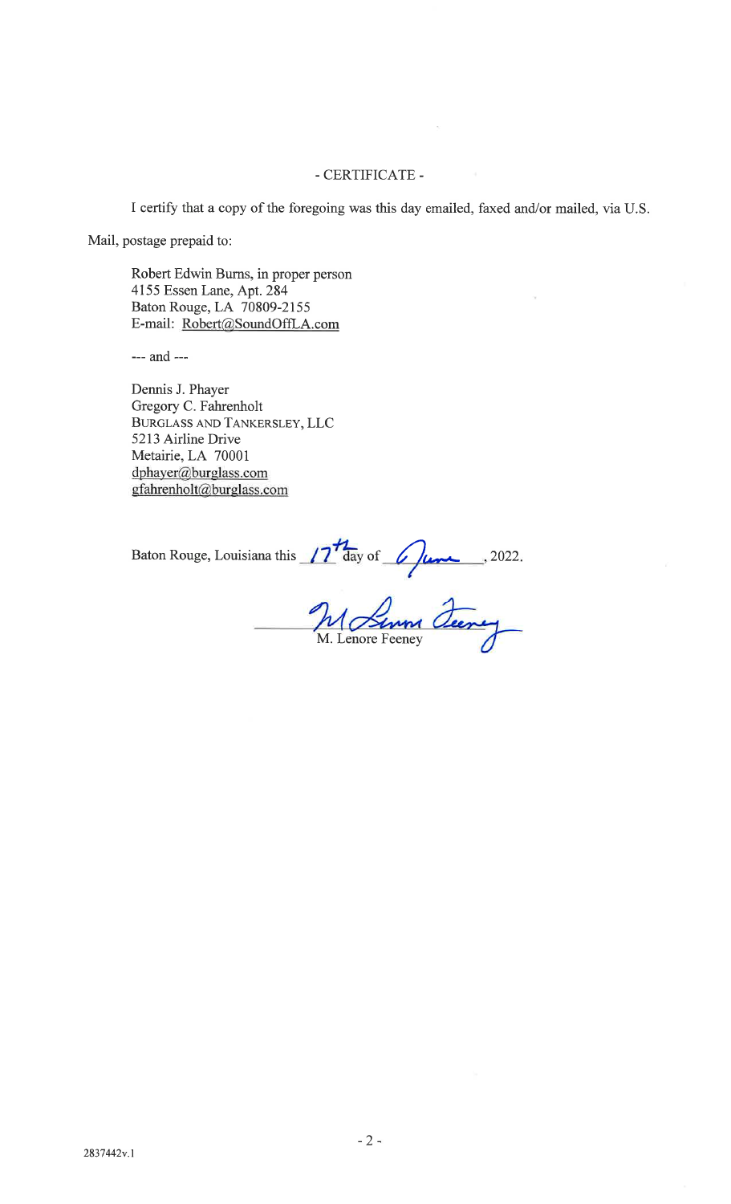- CERTIFICATE -

I certify that a copy of the foregoing was this day emailed, faxed and/or mailed, via U.S. Mail, postage prepaid to:

Robert Edwin Burns, in proper person
4155 Essen Lane, Apt. 284
Baton Rouge, LA 70809-2155
E-mail: Robert@SoundOffLA.com

--- and ---

Dennis J. Phayer
Gregory C. Fahrenholt
BURGLASS AND TANKERSLEY, LLC
5213 Airline Drive
Metairie, LA 70001
dphayer@burglass.com
gfahrenholt@burglass.com

Baton Rouge, Louisiana this 17th day of June, 2022.

M. Lenore Feeney

2837442v.1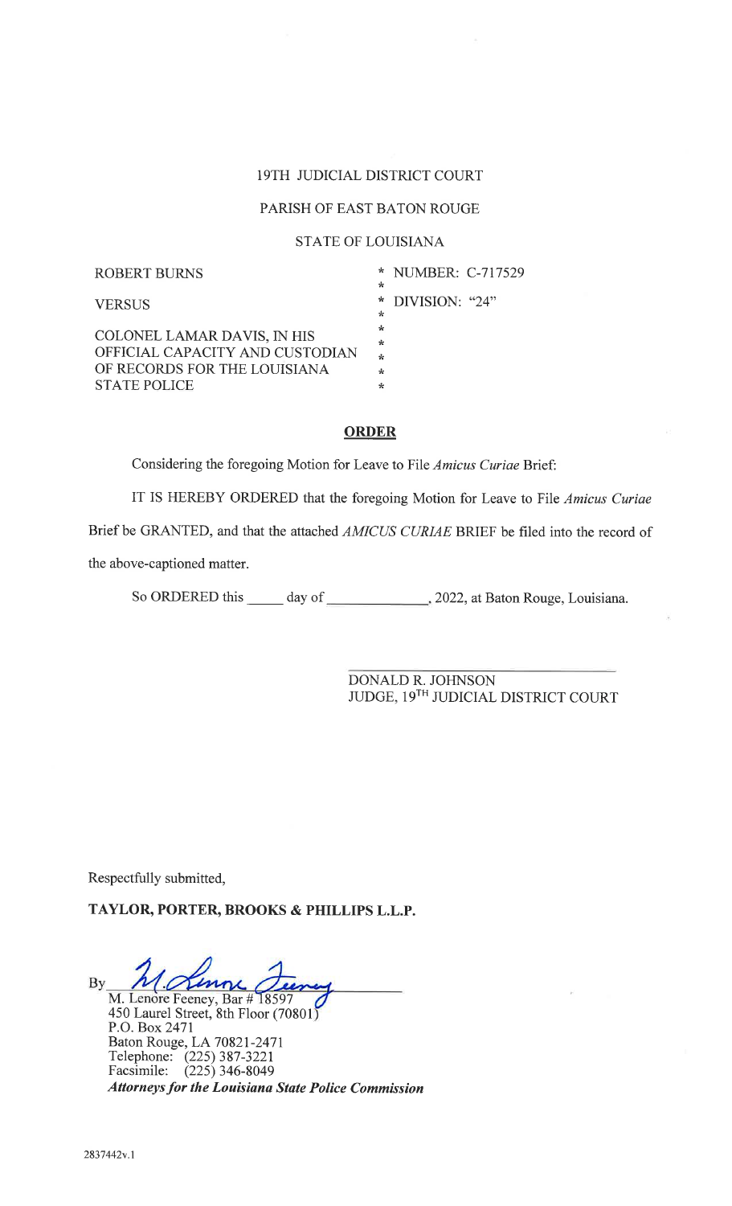19TH JUDICIAL DISTRICT COURT

PARISH OF EAST BATON ROUGE

STATE OF LOUISIANA

| | | |
|---|---|---|
| ROBERT BURNS | * | NUMBER: C-717529 |
| | * | |
| VERSUS | * | DIVISION: "24" |
| | * | |
| COLONEL LAMAR DAVIS, IN HIS OFFICIAL CAPACITY AND CUSTODIAN OF RECORDS FOR THE LOUISIANA STATE POLICE | * | |

**ORDER**

Considering the foregoing Motion for Leave to File *Amicus Curiae* Brief:

IT IS HEREBY ORDERED that the foregoing Motion for Leave to File *Amicus Curiae* Brief be GRANTED, and that the attached *AMICUS CURIAE* BRIEF be filed into the record of the above-captioned matter.

So ORDERED this _____ day of _____________, 2022, at Baton Rouge, Louisiana.

_______________________________
DONALD R. JOHNSON
JUDGE, 19TH JUDICIAL DISTRICT COURT

Respectfully submitted,

**TAYLOR, PORTER, BROOKS & PHILLIPS L.L.P.**

By [signature]
M. Lenore Feeney, Bar # 18597
450 Laurel Street, 8th Floor (70801)
P.O. Box 2471
Baton Rouge, LA 70821-2471
Telephone: (225) 387-3221
Facsimile: (225) 346-8049
***Attorneys for the Louisiana State Police Commission***

2837442v.1